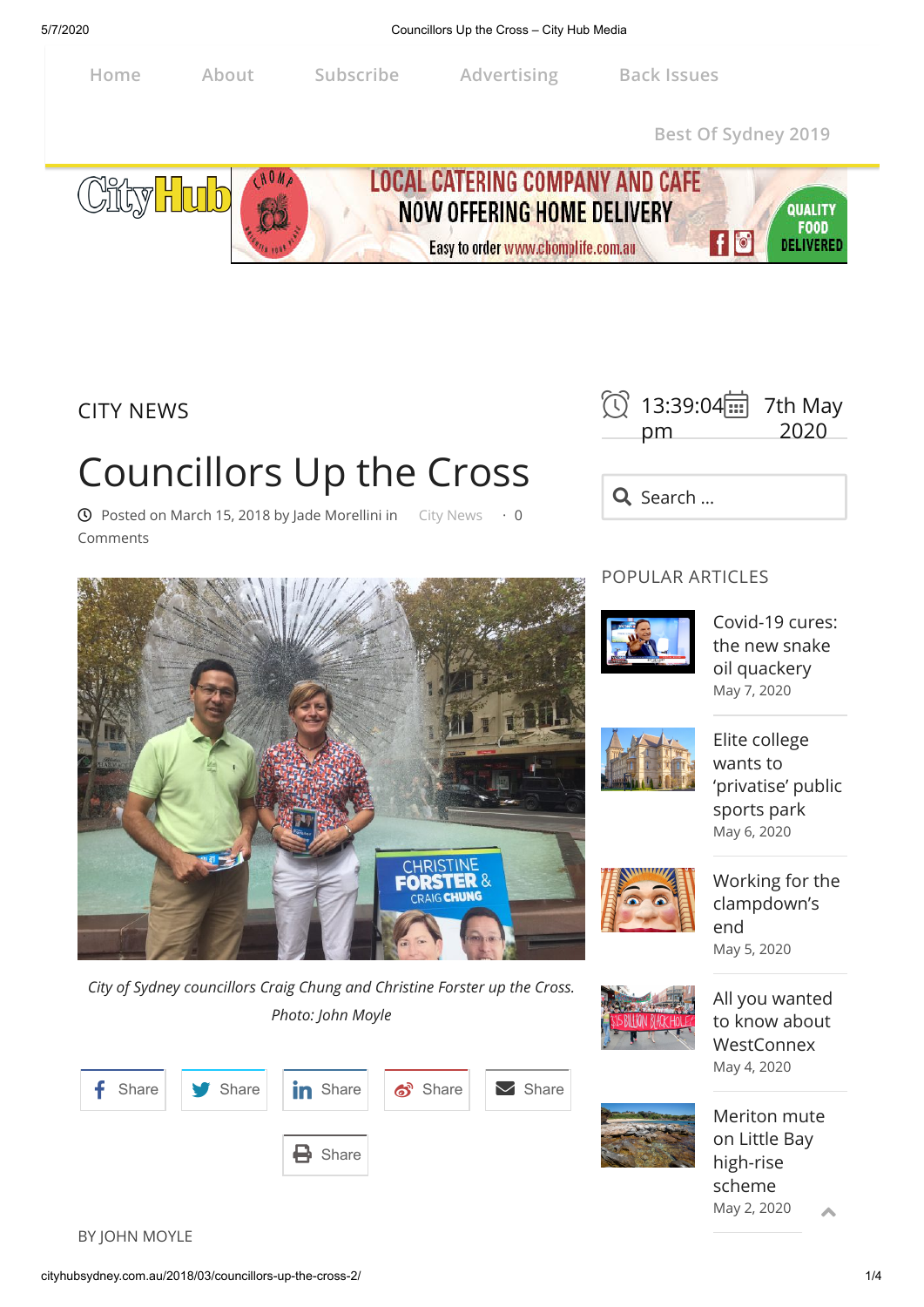Home About Subscribe Advertising Back Issues

Best Of Sydney 2019

CITY NEWS

# Councillors Up the Cross

Posted on March 15, 2018 by Jade Morellini in City News · 0 Comments

*City of Sydney councillors Craig Chung and Christine Forster up the Cross. Photo: John Moyle*

Share Share Share Share Share

Share

BY JOHN MOYLE

13:39:04 pm 7th May 2020

Search ...

## POPULAR ARTICLES

Covid-19 cures: the new snake oil quackery
May 7, 2020

Elite college wants to 'privatise' public sports park
May 6, 2020

Working for the clampdown's end
May 5, 2020

All you wanted to know about WestConnex
May 4, 2020

Meriton mute on Little Bay high-rise scheme
May 2, 2020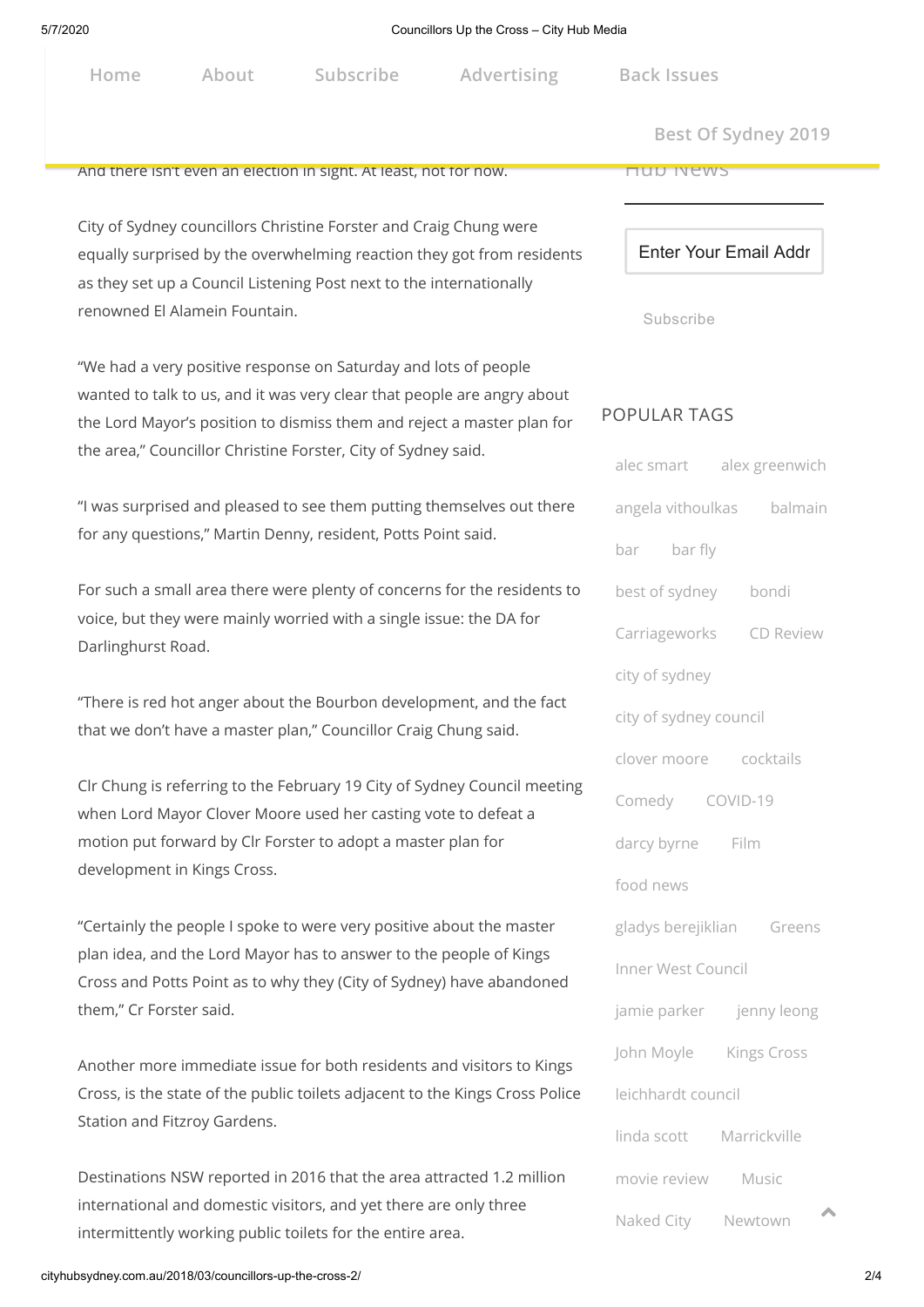And there isn't even an election in sight. At least, not for now.

City of Sydney councillors Christine Forster and Craig Chung were equally surprised by the overwhelming reaction they got from residents as they set up a Council Listening Post next to the internationally renowned El Alamein Fountain.

"We had a very positive response on Saturday and lots of people wanted to talk to us, and it was very clear that people are angry about the Lord Mayor's position to dismiss them and reject a master plan for the area," Councillor Christine Forster, City of Sydney said.

"I was surprised and pleased to see them putting themselves out there for any questions," Martin Denny, resident, Potts Point said.

For such a small area there were plenty of concerns for the residents to voice, but they were mainly worried with a single issue: the DA for Darlinghurst Road.

"There is red hot anger about the Bourbon development, and the fact that we don't have a master plan," Councillor Craig Chung said.

Clr Chung is referring to the February 19 City of Sydney Council meeting when Lord Mayor Clover Moore used her casting vote to defeat a motion put forward by Clr Forster to adopt a master plan for development in Kings Cross.

"Certainly the people I spoke to were very positive about the master plan idea, and the Lord Mayor has to answer to the people of Kings Cross and Potts Point as to why they (City of Sydney) have abandoned them," Cr Forster said.

Another more immediate issue for both residents and visitors to Kings Cross, is the state of the public toilets adjacent to the Kings Cross Police Station and Fitzroy Gardens.

Destinations NSW reported in 2016 that the area attracted 1.2 million international and domestic visitors, and yet there are only three intermittently working public toilets for the entire area.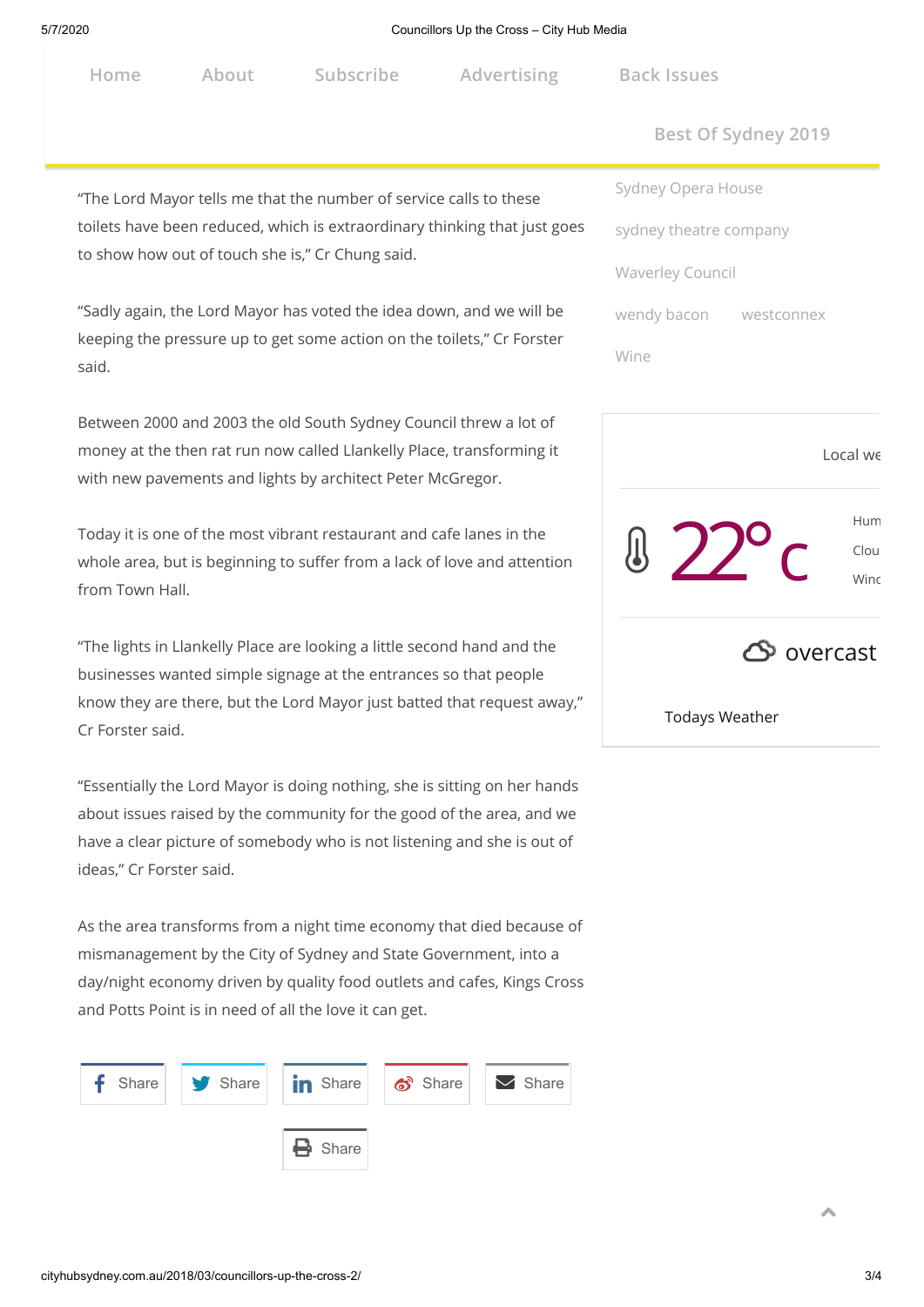"The Lord Mayor tells me that the number of service calls to these toilets have been reduced, which is extraordinary thinking that just goes to show how out of touch she is," Cr Chung said.

"Sadly again, the Lord Mayor has voted the idea down, and we will be keeping the pressure up to get some action on the toilets," Cr Forster said.

Between 2000 and 2003 the old South Sydney Council threw a lot of money at the then rat run now called Llankelly Place, transforming it with new pavements and lights by architect Peter McGregor.

Today it is one of the most vibrant restaurant and cafe lanes in the whole area, but is beginning to suffer from a lack of love and attention from Town Hall.

"The lights in Llankelly Place are looking a little second hand and the businesses wanted simple signage at the entrances so that people know they are there, but the Lord Mayor just batted that request away," Cr Forster said.

"Essentially the Lord Mayor is doing nothing, she is sitting on her hands about issues raised by the community for the good of the area, and we have a clear picture of somebody who is not listening and she is out of ideas," Cr Forster said.

As the area transforms from a night time economy that died because of mismanagement by the City of Sydney and State Government, into a day/night economy driven by quality food outlets and cafes, Kings Cross and Potts Point is in need of all the love it can get.